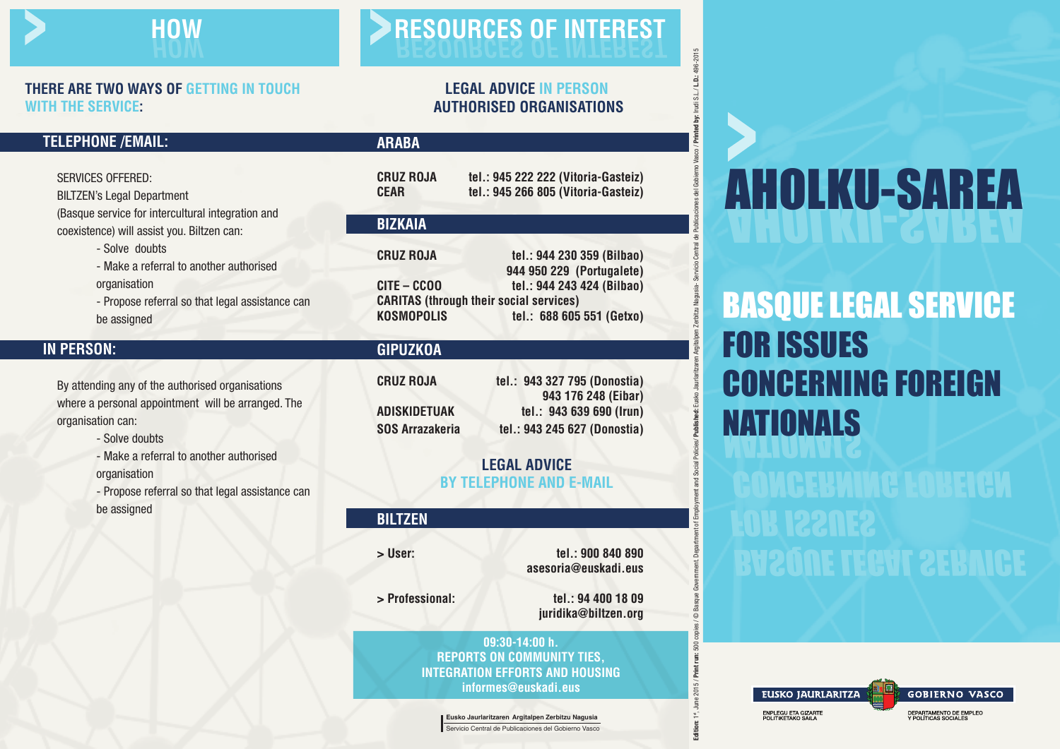# HOW

**THERE ARE TWO WAYS OF GETTING IN TOUCH WITH THE SERVICE:**

## TELEPHONE /EMAIL:

SERVICES OFFERED:

BILTZEN's Legal Department

(Basque service for intercultural integration and coexistence) will assist you. Biltzen can:

- Solve doubts
- Make a referral to another authorised organisation
- Propose referral so that legal assistance can be assigned

## IN PERSON:

By attending any of the authorised organisations where a personal appointment will be arranged. The organisation can:

- Solve doubts
- Make a referral to another authorised organisation
- Propose referral so that legal assistance can be assigned

# RESOURCES OF INTEREST

**LEGAL ADVICE IN PERSON**
**AUTHORISED ORGANISATIONS**

## ARABA

**CRUZ ROJA** tel.: 945 222 222 (Vitoria-Gasteiz)
**CEAR** tel.: 945 266 805 (Vitoria-Gasteiz)

## BIZKAIA

**CRUZ ROJA** tel.: 944 230 359 (Bilbao)
944 950 229 (Portugalete)
**CITE – CCOO** tel.: 944 243 424 (Bilbao)
**CARITAS (through their social services)**
**KOSMOPOLIS** tel.: 688 605 551 (Getxo)

## GIPUZKOA

**CRUZ ROJA** tel.: 943 327 795 (Donostia)
943 176 248 (Eibar)
**ADISKIDETUAK** tel.: 943 639 690 (Irun)
**SOS Arrazakeria** tel.: 943 245 627 (Donostia)

**LEGAL ADVICE**
**BY TELEPHONE AND E-MAIL**

## BILTZEN

**> User:** tel.: 900 840 890
asesoria@euskadi.eus

**> Professional:** tel.: 94 400 18 09
juridika@biltzen.org

**09:30-14:00 h.**
**REPORTS ON COMMUNITY TIES, INTEGRATION EFFORTS AND HOUSING**
**informes@euskadi.eus**

Eusko Jaurlaritzaren Argitalpen Zerbitzu Nagusia
Servicio Central de Publicaciones del Gobierno Vasco

**Edition:** 1st. June 2015 / **Print run:** 500 copies / © Basque Government. Department of Employment and Social Policies/ **Published:** Eusko Jaurlaritzaren Argitalpen Zerbitzu Nagusia- Servicio Central de Publicaciones del Gobierno Vasco / **Printed by:** Inudi S.L./ **L.D.:** 496-2015

# AHOLKU-SAREA

## BASQUE LEGAL SERVICE FOR ISSUES CONCERNING FOREIGN NATIONALS

EUSKO JAURLARITZA — GOBIERNO VASCO

ENPLEGU ETA GIZARTE POLITIKETAKO SAILA
DEPARTAMENTO DE EMPLEO Y POLÍTICAS SOCIALES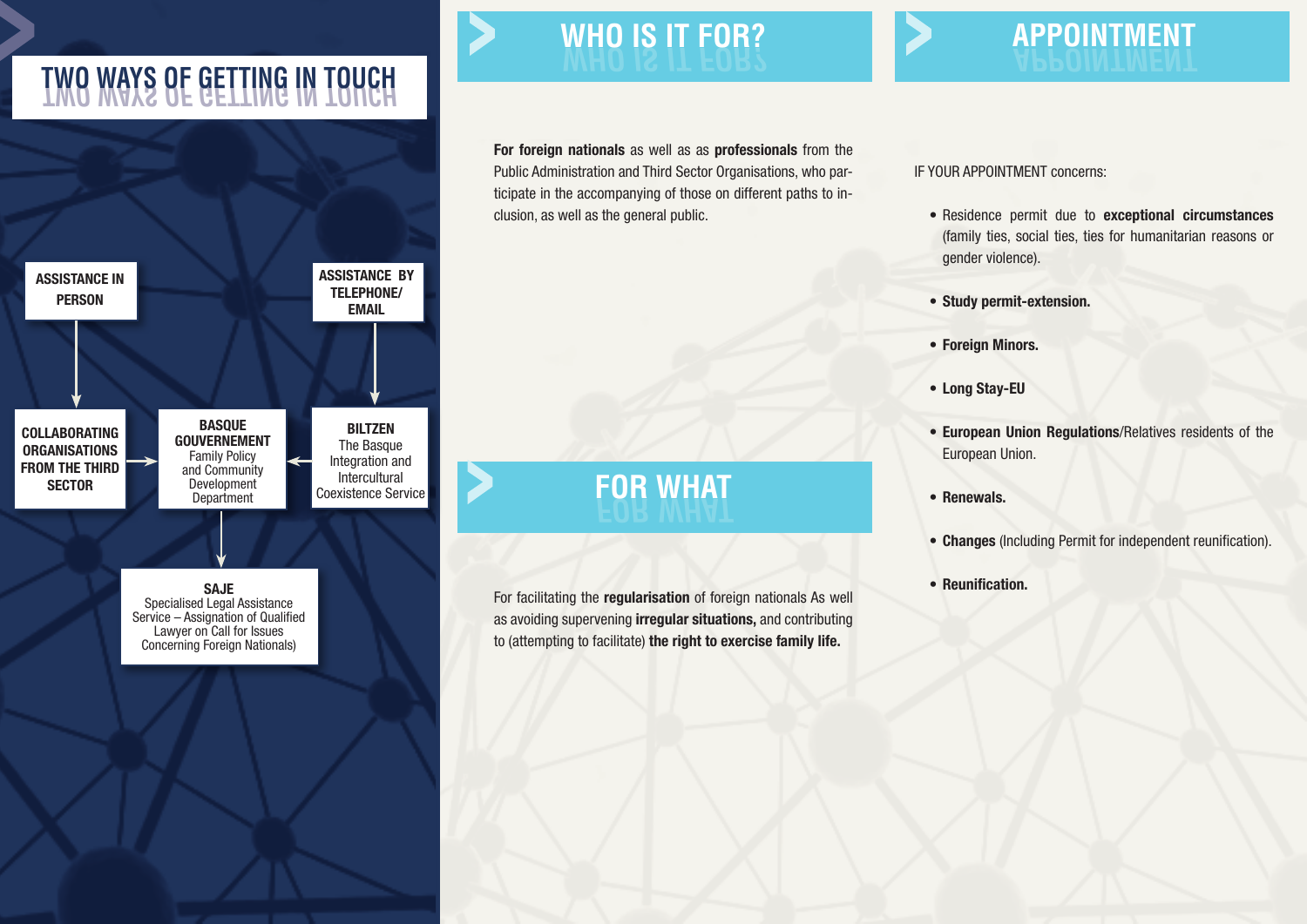## TWO WAYS OF GETTING IN TOUCH

**ASSISTANCE IN PERSON**

**ASSISTANCE BY TELEPHONE/ EMAIL**

**COLLABORATING ORGANISATIONS FROM THE THIRD SECTOR**

**BASQUE GOUVERNEMENT**
Family Policy and Community Development Department

**BILTZEN**
The Basque Integration and Intercultural Coexistence Service

**SAJE**
Specialised Legal Assistance Service – Assignation of Qualified Lawyer on Call for Issues Concerning Foreign Nationals)

## WHO IS IT FOR?

**For foreign nationals** as well as as **professionals** from the Public Administration and Third Sector Organisations, who participate in the accompanying of those on different paths to inclusion, as well as the general public.

## FOR WHAT

For facilitating the **regularisation** of foreign nationals As well as avoiding supervening **irregular situations,** and contributing to (attempting to facilitate) **the right to exercise family life.**

## APPOINTMENT

IF YOUR APPOINTMENT concerns:

- Residence permit due to **exceptional circumstances** (family ties, social ties, ties for humanitarian reasons or gender violence).
- **Study permit-extension.**
- **Foreign Minors.**
- **Long Stay-EU**
- **European Union Regulations**/Relatives residents of the European Union.
- **Renewals.**
- **Changes** (Including Permit for independent reunification).
- **Reunification.**